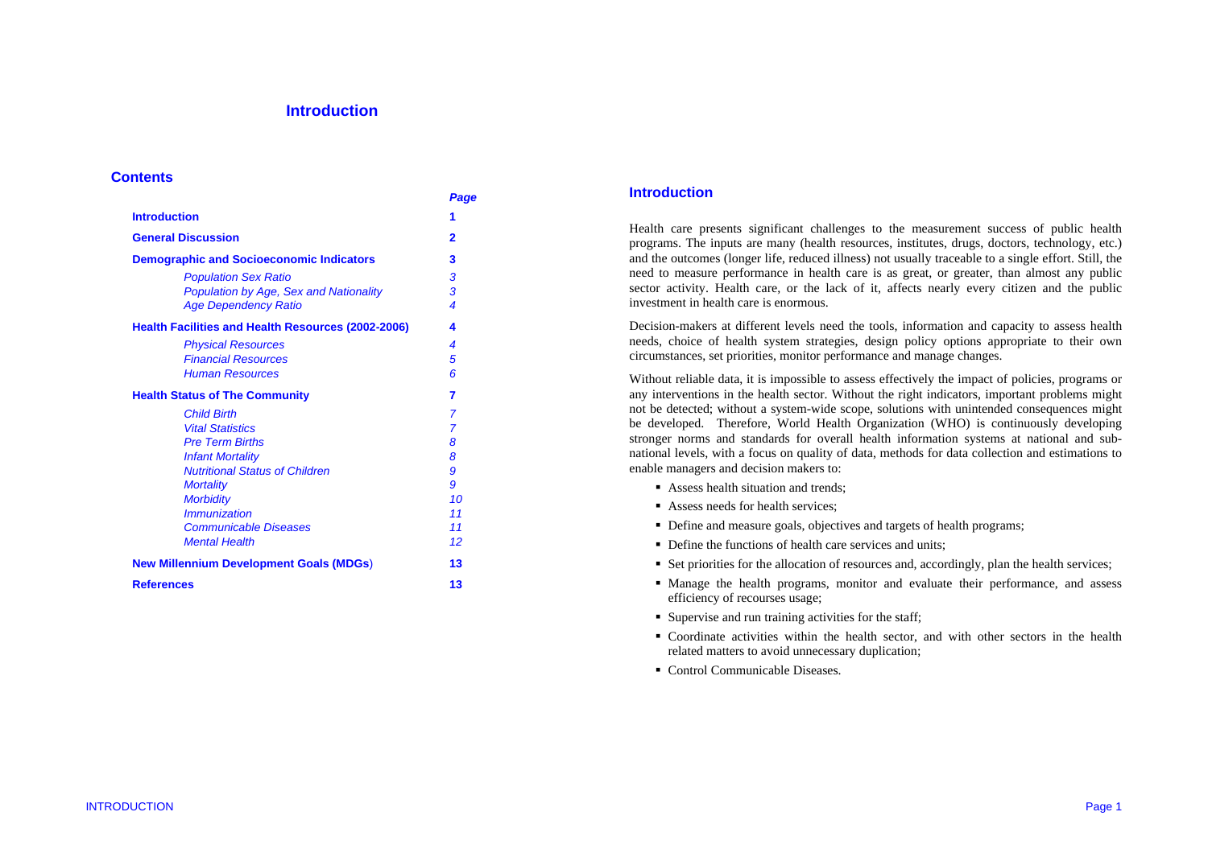# Introduction

## Contents

| | Page |
|---|---|
| **Introduction** | **1** |
| **General Discussion** | **2** |
| **Demographic and Socioeconomic Indicators** | **3** |
| *Population Sex Ratio* | *3* |
| *Population by Age, Sex and Nationality* | *3* |
| *Age Dependency Ratio* | *4* |
| **Health Facilities and Health Resources (2002-2006)** | **4** |
| *Physical Resources* | *4* |
| *Financial Resources* | *5* |
| *Human Resources* | *6* |
| **Health Status of The Community** | **7** |
| *Child Birth* | *7* |
| *Vital Statistics* | *7* |
| *Pre Term Births* | *8* |
| *Infant Mortality* | *8* |
| *Nutritional Status of Children* | *9* |
| *Mortality* | *9* |
| *Morbidity* | *10* |
| *Immunization* | *11* |
| *Communicable Diseases* | *11* |
| *Mental Health* | *12* |
| **New Millennium Development Goals (MDGs)** | **13** |
| **References** | **13** |

## Introduction

Health care presents significant challenges to the measurement success of public health programs. The inputs are many (health resources, institutes, drugs, doctors, technology, etc.) and the outcomes (longer life, reduced illness) not usually traceable to a single effort. Still, the need to measure performance in health care is as great, or greater, than almost any public sector activity. Health care, or the lack of it, affects nearly every citizen and the public investment in health care is enormous.

Decision-makers at different levels need the tools, information and capacity to assess health needs, choice of health system strategies, design policy options appropriate to their own circumstances, set priorities, monitor performance and manage changes.

Without reliable data, it is impossible to assess effectively the impact of policies, programs or any interventions in the health sector. Without the right indicators, important problems might not be detected; without a system-wide scope, solutions with unintended consequences might be developed. Therefore, World Health Organization (WHO) is continuously developing stronger norms and standards for overall health information systems at national and sub-national levels, with a focus on quality of data, methods for data collection and estimations to enable managers and decision makers to:

- Assess health situation and trends;
- Assess needs for health services;
- Define and measure goals, objectives and targets of health programs;
- Define the functions of health care services and units;
- Set priorities for the allocation of resources and, accordingly, plan the health services;
- Manage the health programs, monitor and evaluate their performance, and assess efficiency of recourses usage;
- Supervise and run training activities for the staff;
- Coordinate activities within the health sector, and with other sectors in the health related matters to avoid unnecessary duplication;
- Control Communicable Diseases.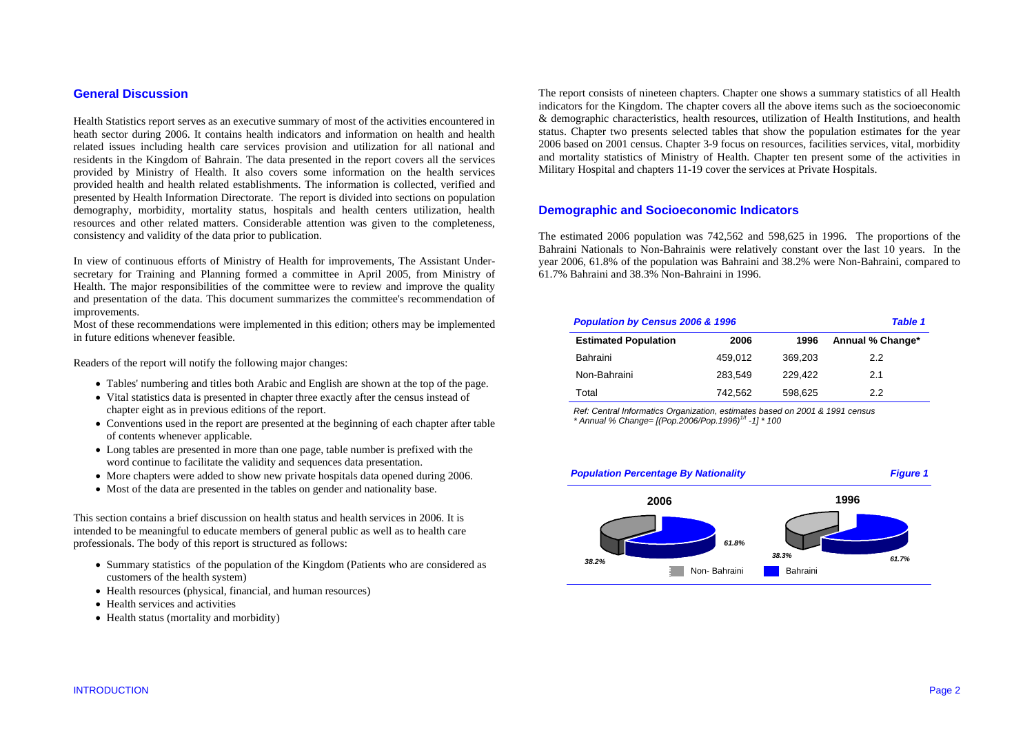## General Discussion

Health Statistics report serves as an executive summary of most of the activities encountered in heath sector during 2006. It contains health indicators and information on health and health related issues including health care services provision and utilization for all national and residents in the Kingdom of Bahrain. The data presented in the report covers all the services provided by Ministry of Health. It also covers some information on the health services provided health and health related establishments. The information is collected, verified and presented by Health Information Directorate. The report is divided into sections on population demography, morbidity, mortality status, hospitals and health centers utilization, health resources and other related matters. Considerable attention was given to the completeness, consistency and validity of the data prior to publication.

In view of continuous efforts of Ministry of Health for improvements, The Assistant Under-secretary for Training and Planning formed a committee in April 2005, from Ministry of Health. The major responsibilities of the committee were to review and improve the quality and presentation of the data. This document summarizes the committee's recommendation of improvements.

Most of these recommendations were implemented in this edition; others may be implemented in future editions whenever feasible.

Readers of the report will notify the following major changes:

- Tables' numbering and titles both Arabic and English are shown at the top of the page.
- Vital statistics data is presented in chapter three exactly after the census instead of chapter eight as in previous editions of the report.
- Conventions used in the report are presented at the beginning of each chapter after table of contents whenever applicable.
- Long tables are presented in more than one page, table number is prefixed with the word continue to facilitate the validity and sequences data presentation.
- More chapters were added to show new private hospitals data opened during 2006.
- Most of the data are presented in the tables on gender and nationality base.

This section contains a brief discussion on health status and health services in 2006. It is intended to be meaningful to educate members of general public as well as to health care professionals. The body of this report is structured as follows:

- Summary statistics of the population of the Kingdom (Patients who are considered as customers of the health system)
- Health resources (physical, financial, and human resources)
- Health services and activities
- Health status (mortality and morbidity)

The report consists of nineteen chapters. Chapter one shows a summary statistics of all Health indicators for the Kingdom. The chapter covers all the above items such as the socioeconomic & demographic characteristics, health resources, utilization of Health Institutions, and health status. Chapter two presents selected tables that show the population estimates for the year 2006 based on 2001 census. Chapter 3-9 focus on resources, facilities services, vital, morbidity and mortality statistics of Ministry of Health. Chapter ten present some of the activities in Military Hospital and chapters 11-19 cover the services at Private Hospitals.

## Demographic and Socioeconomic Indicators

The estimated 2006 population was 742,562 and 598,625 in 1996. The proportions of the Bahraini Nationals to Non-Bahrainis were relatively constant over the last 10 years. In the year 2006, 61.8% of the population was Bahraini and 38.2% were Non-Bahraini, compared to 61.7% Bahraini and 38.3% Non-Bahraini in 1996.

***Population by Census 2006 & 1996*** — ***Table 1***

| Estimated Population | 2006 | 1996 | Annual % Change* |
|---|---|---|---|
| Bahraini | 459,012 | 369,203 | 2.2 |
| Non-Bahraini | 283,549 | 229,422 | 2.1 |
| Total | 742,562 | 598,625 | 2.2 |

*Ref: Central Informatics Organization, estimates based on 2001 & 1991 census*

*\* Annual % Change= $[(Pop.2006/Pop.1996)^{1/t} - 1] * 100$*

***Population Percentage By Nationality*** — ***Figure 1***

2006: Non- Bahraini 38.2%, Bahraini 61.8%

1996: Non- Bahraini 38.3%, Bahraini 61.7%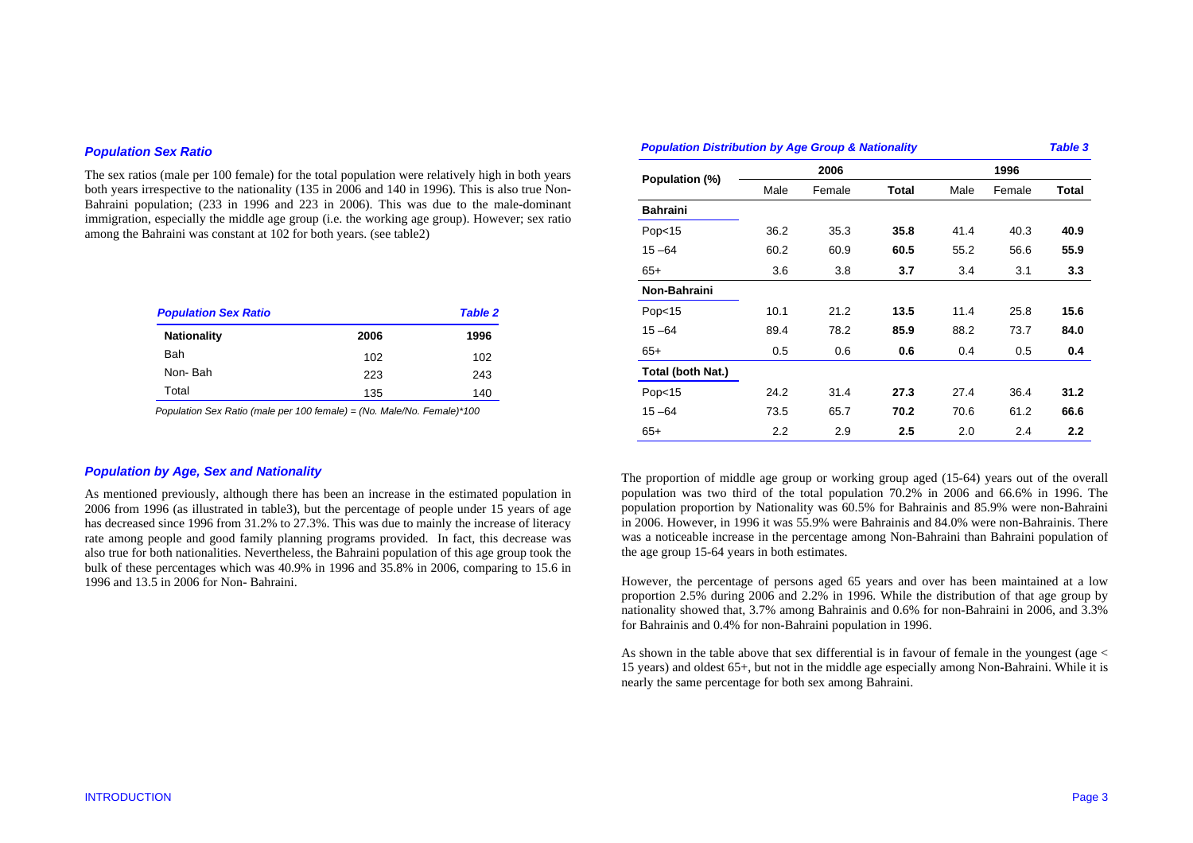### *Population Sex Ratio*

The sex ratios (male per 100 female) for the total population were relatively high in both years both years irrespective to the nationality (135 in 2006 and 140 in 1996). This is also true Non-Bahraini population; (233 in 1996 and 223 in 2006). This was due to the male-dominant immigration, especially the middle age group (i.e. the working age group). However; sex ratio among the Bahraini was constant at 102 for both years. (see table2)

***Population Sex Ratio*** ***Table 2***

| **Nationality** | **2006** | **1996** |
|---|---|---|
| Bah | 102 | 102 |
| Non- Bah | 223 | 243 |
| Total | 135 | 140 |

*Population Sex Ratio (male per 100 female) = (No. Male/No. Female)*100*

### *Population by Age, Sex and Nationality*

As mentioned previously, although there has been an increase in the estimated population in 2006 from 1996 (as illustrated in table3), but the percentage of people under 15 years of age has decreased since 1996 from 31.2% to 27.3%. This was due to mainly the increase of literacy rate among people and good family planning programs provided. In fact, this decrease was also true for both nationalities. Nevertheless, the Bahraini population of this age group took the bulk of these percentages which was 40.9% in 1996 and 35.8% in 2006, comparing to 15.6 in 1996 and 13.5 in 2006 for Non- Bahraini.

***Population Distribution by Age Group & Nationality*** ***Table 3***

| Population (%) | 2006 | | | 1996 | | |
|---|---|---|---|---|---|---|
| | Male | Female | **Total** | Male | Female | **Total** |
| **Bahraini** | | | | | | |
| Pop<15 | 36.2 | 35.3 | **35.8** | 41.4 | 40.3 | **40.9** |
| 15 –64 | 60.2 | 60.9 | **60.5** | 55.2 | 56.6 | **55.9** |
| 65+ | 3.6 | 3.8 | **3.7** | 3.4 | 3.1 | **3.3** |
| **Non-Bahraini** | | | | | | |
| Pop<15 | 10.1 | 21.2 | **13.5** | 11.4 | 25.8 | **15.6** |
| 15 –64 | 89.4 | 78.2 | **85.9** | 88.2 | 73.7 | **84.0** |
| 65+ | 0.5 | 0.6 | **0.6** | 0.4 | 0.5 | **0.4** |
| **Total (both Nat.)** | | | | | | |
| Pop<15 | 24.2 | 31.4 | **27.3** | 27.4 | 36.4 | **31.2** |
| 15 –64 | 73.5 | 65.7 | **70.2** | 70.6 | 61.2 | **66.6** |
| 65+ | 2.2 | 2.9 | **2.5** | 2.0 | 2.4 | **2.2** |

The proportion of middle age group or working group aged (15-64) years out of the overall population was two third of the total population 70.2% in 2006 and 66.6% in 1996. The population proportion by Nationality was 60.5% for Bahrainis and 85.9% were non-Bahraini in 2006. However, in 1996 it was 55.9% were Bahrainis and 84.0% were non-Bahrainis. There was a noticeable increase in the percentage among Non-Bahraini than Bahraini population of the age group 15-64 years in both estimates.

However, the percentage of persons aged 65 years and over has been maintained at a low proportion 2.5% during 2006 and 2.2% in 1996. While the distribution of that age group by nationality showed that, 3.7% among Bahrainis and 0.6% for non-Bahraini in 2006, and 3.3% for Bahrainis and 0.4% for non-Bahraini population in 1996.

As shown in the table above that sex differential is in favour of female in the youngest (age < 15 years) and oldest 65+, but not in the middle age especially among Non-Bahraini. While it is nearly the same percentage for both sex among Bahraini.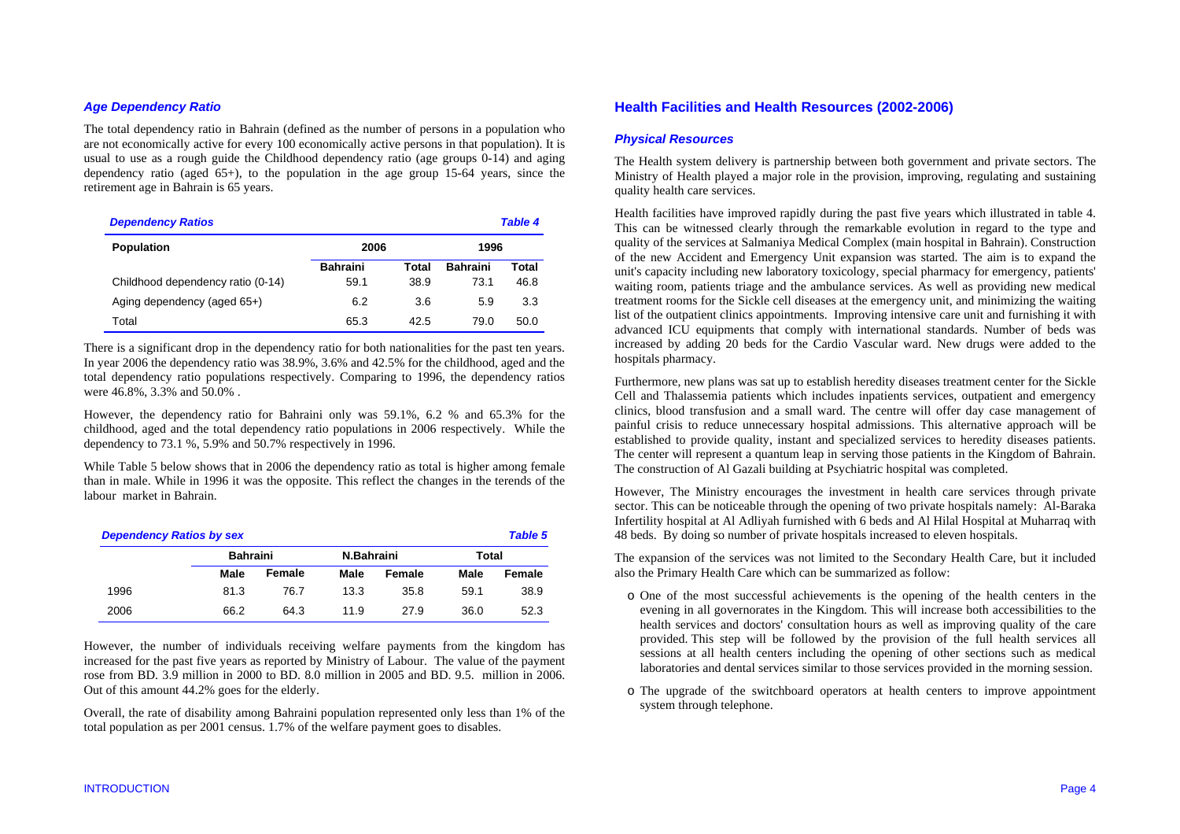### *Age Dependency Ratio*

The total dependency ratio in Bahrain (defined as the number of persons in a population who are not economically active for every 100 economically active persons in that population). It is usual to use as a rough guide the Childhood dependency ratio (age groups 0-14) and aging dependency ratio (aged 65+), to the population in the age group 15-64 years, since the retirement age in Bahrain is 65 years.

***Dependency Ratios*** — ***Table 4***

| Population | 2006 | | 1996 | |
|---|---|---|---|---|
| | Bahraini | Total | Bahraini | Total |
| Childhood dependency ratio (0-14) | 59.1 | 38.9 | 73.1 | 46.8 |
| Aging dependency (aged 65+) | 6.2 | 3.6 | 5.9 | 3.3 |
| Total | 65.3 | 42.5 | 79.0 | 50.0 |

There is a significant drop in the dependency ratio for both nationalities for the past ten years. In year 2006 the dependency ratio was 38.9%, 3.6% and 42.5% for the childhood, aged and the total dependency ratio populations respectively. Comparing to 1996, the dependency ratios were 46.8%, 3.3% and 50.0% .

However, the dependency ratio for Bahraini only was 59.1%, 6.2 % and 65.3% for the childhood, aged and the total dependency ratio populations in 2006 respectively. While the dependency to 73.1 %, 5.9% and 50.7% respectively in 1996.

While Table 5 below shows that in 2006 the dependency ratio as total is higher among female than in male. While in 1996 it was the opposite. This reflect the changes in the terends of the labour market in Bahrain.

***Dependency Ratios by sex*** — ***Table 5***

| | Bahraini | | N.Bahraini | | Total | |
|---|---|---|---|---|---|---|
| | Male | Female | Male | Female | Male | Female |
| 1996 | 81.3 | 76.7 | 13.3 | 35.8 | 59.1 | 38.9 |
| 2006 | 66.2 | 64.3 | 11.9 | 27.9 | 36.0 | 52.3 |

However, the number of individuals receiving welfare payments from the kingdom has increased for the past five years as reported by Ministry of Labour. The value of the payment rose from BD. 3.9 million in 2000 to BD. 8.0 million in 2005 and BD. 9.5. million in 2006. Out of this amount 44.2% goes for the elderly.

Overall, the rate of disability among Bahraini population represented only less than 1% of the total population as per 2001 census. 1.7% of the welfare payment goes to disables.

## Health Facilities and Health Resources (2002-2006)

### *Physical Resources*

The Health system delivery is partnership between both government and private sectors. The Ministry of Health played a major role in the provision, improving, regulating and sustaining quality health care services.

Health facilities have improved rapidly during the past five years which illustrated in table 4. This can be witnessed clearly through the remarkable evolution in regard to the type and quality of the services at Salmaniya Medical Complex (main hospital in Bahrain). Construction of the new Accident and Emergency Unit expansion was started. The aim is to expand the unit's capacity including new laboratory toxicology, special pharmacy for emergency, patients' waiting room, patients triage and the ambulance services. As well as providing new medical treatment rooms for the Sickle cell diseases at the emergency unit, and minimizing the waiting list of the outpatient clinics appointments. Improving intensive care unit and furnishing it with advanced ICU equipments that comply with international standards. Number of beds was increased by adding 20 beds for the Cardio Vascular ward. New drugs were added to the hospitals pharmacy.

Furthermore, new plans was sat up to establish heredity diseases treatment center for the Sickle Cell and Thalassemia patients which includes inpatients services, outpatient and emergency clinics, blood transfusion and a small ward. The centre will offer day case management of painful crisis to reduce unnecessary hospital admissions. This alternative approach will be established to provide quality, instant and specialized services to heredity diseases patients. The center will represent a quantum leap in serving those patients in the Kingdom of Bahrain. The construction of Al Gazali building at Psychiatric hospital was completed.

However, The Ministry encourages the investment in health care services through private sector. This can be noticeable through the opening of two private hospitals namely: Al-Baraka Infertility hospital at Al Adliyah furnished with 6 beds and Al Hilal Hospital at Muharraq with 48 beds. By doing so number of private hospitals increased to eleven hospitals.

The expansion of the services was not limited to the Secondary Health Care, but it included also the Primary Health Care which can be summarized as follow:

- One of the most successful achievements is the opening of the health centers in the evening in all governorates in the Kingdom. This will increase both accessibilities to the health services and doctors' consultation hours as well as improving quality of the care provided. This step will be followed by the provision of the full health services all sessions at all health centers including the opening of other sections such as medical laboratories and dental services similar to those services provided in the morning session.
- The upgrade of the switchboard operators at health centers to improve appointment system through telephone.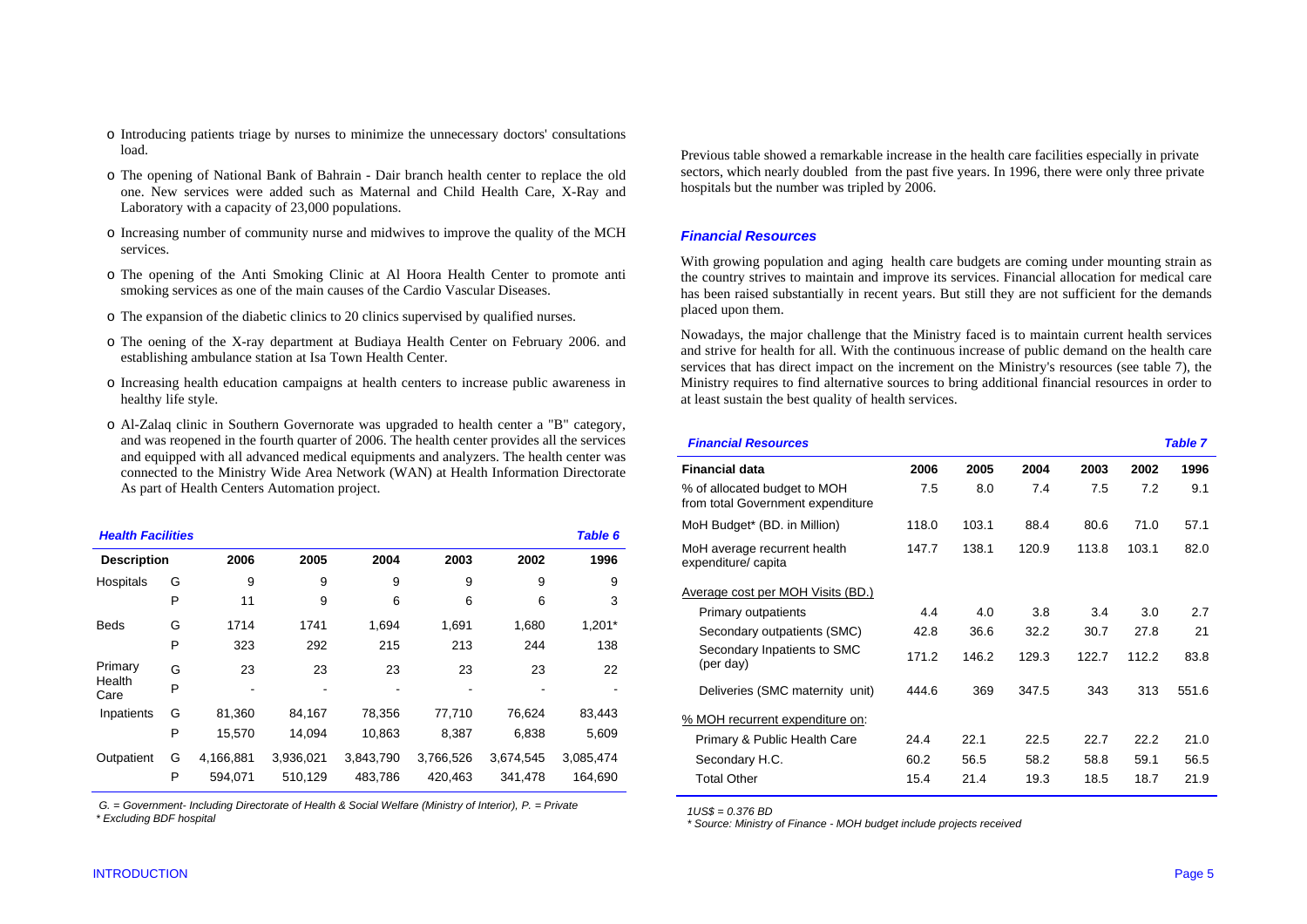- Introducing patients triage by nurses to minimize the unnecessary doctors' consultations load.
- The opening of National Bank of Bahrain - Dair branch health center to replace the old one. New services were added such as Maternal and Child Health Care, X-Ray and Laboratory with a capacity of 23,000 populations.
- Increasing number of community nurse and midwives to improve the quality of the MCH services.
- The opening of the Anti Smoking Clinic at Al Hoora Health Center to promote anti smoking services as one of the main causes of the Cardio Vascular Diseases.
- The expansion of the diabetic clinics to 20 clinics supervised by qualified nurses.
- The oening of the X-ray department at Budiaya Health Center on February 2006. and establishing ambulance station at Isa Town Health Center.
- Increasing health education campaigns at health centers to increase public awareness in healthy life style.
- Al-Zalaq clinic in Southern Governorate was upgraded to health center a "B" category, and was reopened in the fourth quarter of 2006. The health center provides all the services and equipped with all advanced medical equipments and analyzers. The health center was connected to the Ministry Wide Area Network (WAN) at Health Information Directorate As part of Health Centers Automation project.

***Health Facilities*** ***Table 6***

| Description | | 2006 | 2005 | 2004 | 2003 | 2002 | 1996 |
|---|---|---|---|---|---|---|---|
| Hospitals | G | 9 | 9 | 9 | 9 | 9 | 9 |
| | P | 11 | 9 | 6 | 6 | 6 | 3 |
| Beds | G | 1714 | 1741 | 1,694 | 1,691 | 1,680 | 1,201* |
| | P | 323 | 292 | 215 | 213 | 244 | 138 |
| Primary Health Care | G | 23 | 23 | 23 | 23 | 23 | 22 |
| | P | - | - | - | - | - | - |
| Inpatients | G | 81,360 | 84,167 | 78,356 | 77,710 | 76,624 | 83,443 |
| | P | 15,570 | 14,094 | 10,863 | 8,387 | 6,838 | 5,609 |
| Outpatient | G | 4,166,881 | 3,936,021 | 3,843,790 | 3,766,526 | 3,674,545 | 3,085,474 |
| | P | 594,071 | 510,129 | 483,786 | 420,463 | 341,478 | 164,690 |

*G. = Government- Including Directorate of Health & Social Welfare (Ministry of Interior), P. = Private*

*\* Excluding BDF hospital*

Previous table showed a remarkable increase in the health care facilities especially in private sectors, which nearly doubled from the past five years. In 1996, there were only three private hospitals but the number was tripled by 2006.

### *Financial Resources*

With growing population and aging health care budgets are coming under mounting strain as the country strives to maintain and improve its services. Financial allocation for medical care has been raised substantially in recent years. But still they are not sufficient for the demands placed upon them.

Nowadays, the major challenge that the Ministry faced is to maintain current health services and strive for health for all. With the continuous increase of public demand on the health care services that has direct impact on the increment on the Ministry's resources (see table 7), the Ministry requires to find alternative sources to bring additional financial resources in order to at least sustain the best quality of health services.

***Financial Resources*** ***Table 7***

| Financial data | 2006 | 2005 | 2004 | 2003 | 2002 | 1996 |
|---|---|---|---|---|---|---|
| % of allocated budget to MOH from total Government expenditure | 7.5 | 8.0 | 7.4 | 7.5 | 7.2 | 9.1 |
| MoH Budget* (BD. in Million) | 118.0 | 103.1 | 88.4 | 80.6 | 71.0 | 57.1 |
| MoH average recurrent health expenditure/ capita | 147.7 | 138.1 | 120.9 | 113.8 | 103.1 | 82.0 |
| Average cost per MOH Visits (BD.) | | | | | | |
| Primary outpatients | 4.4 | 4.0 | 3.8 | 3.4 | 3.0 | 2.7 |
| Secondary outpatients (SMC) | 42.8 | 36.6 | 32.2 | 30.7 | 27.8 | 21 |
| Secondary Inpatients to SMC (per day) | 171.2 | 146.2 | 129.3 | 122.7 | 112.2 | 83.8 |
| Deliveries (SMC maternity unit) | 444.6 | 369 | 347.5 | 343 | 313 | 551.6 |
| % MOH recurrent expenditure on: | | | | | | |
| Primary & Public Health Care | 24.4 | 22.1 | 22.5 | 22.7 | 22.2 | 21.0 |
| Secondary H.C. | 60.2 | 56.5 | 58.2 | 58.8 | 59.1 | 56.5 |
| Total Other | 15.4 | 21.4 | 19.3 | 18.5 | 18.7 | 21.9 |

*1US$ = 0.376 BD*

*\* Source: Ministry of Finance - MOH budget include projects received*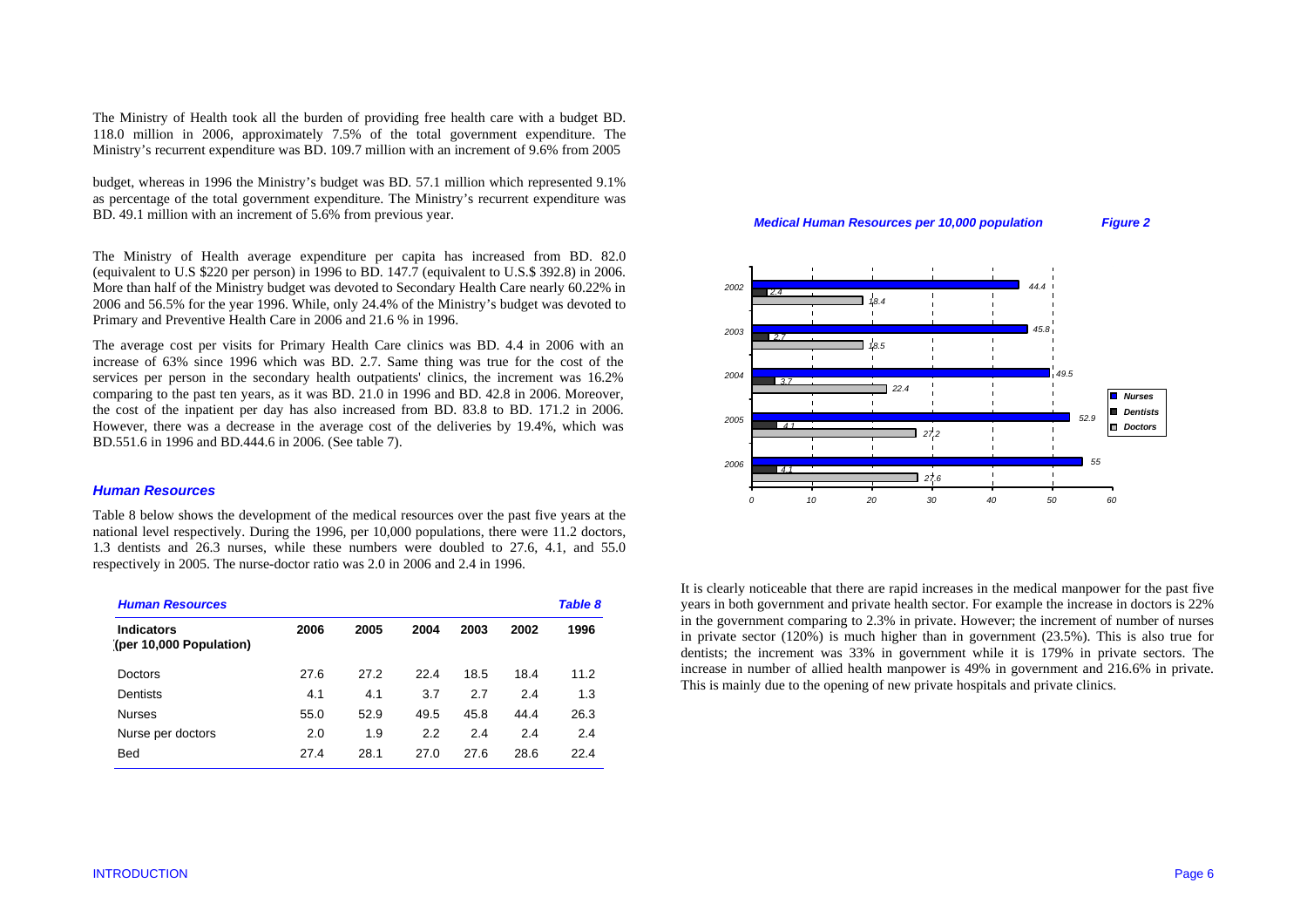The Ministry of Health took all the burden of providing free health care with a budget BD. 118.0 million in 2006, approximately 7.5% of the total government expenditure. The Ministry's recurrent expenditure was BD. 109.7 million with an increment of 9.6% from 2005 budget, whereas in 1996 the Ministry's budget was BD. 57.1 million which represented 9.1% as percentage of the total government expenditure. The Ministry's recurrent expenditure was BD. 49.1 million with an increment of 5.6% from previous year.

The Ministry of Health average expenditure per capita has increased from BD. 82.0 (equivalent to U.S $220 per person) in 1996 to BD. 147.7 (equivalent to U.S.$ 392.8) in 2006. More than half of the Ministry budget was devoted to Secondary Health Care nearly 60.22% in 2006 and 56.5% for the year 1996. While, only 24.4% of the Ministry's budget was devoted to Primary and Preventive Health Care in 2006 and 21.6 % in 1996.

The average cost per visits for Primary Health Care clinics was BD. 4.4 in 2006 with an increase of 63% since 1996 which was BD. 2.7. Same thing was true for the cost of the services per person in the secondary health outpatients' clinics, the increment was 16.2% comparing to the past ten years, as it was BD. 21.0 in 1996 and BD. 42.8 in 2006. Moreover, the cost of the inpatient per day has also increased from BD. 83.8 to BD. 171.2 in 2006. However, there was a decrease in the average cost of the deliveries by 19.4%, which was BD.551.6 in 1996 and BD.444.6 in 2006. (See table 7).

## *Human Resources*

Table 8 below shows the development of the medical resources over the past five years at the national level respectively. During the 1996, per 10,000 populations, there were 11.2 doctors, 1.3 dentists and 26.3 nurses, while these numbers were doubled to 27.6, 4.1, and 55.0 respectively in 2005. The nurse-doctor ratio was 2.0 in 2006 and 2.4 in 1996.

***Human Resources*** ***Table 8***

| Indicators (per 10,000 Population) | 2006 | 2005 | 2004 | 2003 | 2002 | 1996 |
|---|---|---|---|---|---|---|
| Doctors | 27.6 | 27.2 | 22.4 | 18.5 | 18.4 | 11.2 |
| Dentists | 4.1 | 4.1 | 3.7 | 2.7 | 2.4 | 1.3 |
| Nurses | 55.0 | 52.9 | 49.5 | 45.8 | 44.4 | 26.3 |
| Nurse per doctors | 2.0 | 1.9 | 2.2 | 2.4 | 2.4 | 2.4 |
| Bed | 27.4 | 28.1 | 27.0 | 27.6 | 28.6 | 22.4 |

***Medical Human Resources per 10,000 population*** ***Figure 2***

| Year | Nurses | Dentists | Doctors |
|---|---|---|---|
| 2002 | 44.4 | 2.4 | 18.4 |
| 2003 | 45.8 | 2.7 | 18.5 |
| 2004 | 49.5 | 3.7 | 22.4 |
| 2005 | 52.9 | 4.1 | 27.2 |
| 2006 | 55 | 4.1 | 27.6 |

It is clearly noticeable that there are rapid increases in the medical manpower for the past five years in both government and private health sector. For example the increase in doctors is 22% in the government comparing to 2.3% in private. However; the increment of number of nurses in private sector (120%) is much higher than in government (23.5%). This is also true for dentists; the increment was 33% in government while it is 179% in private sectors. The increase in number of allied health manpower is 49% in government and 216.6% in private. This is mainly due to the opening of new private hospitals and private clinics.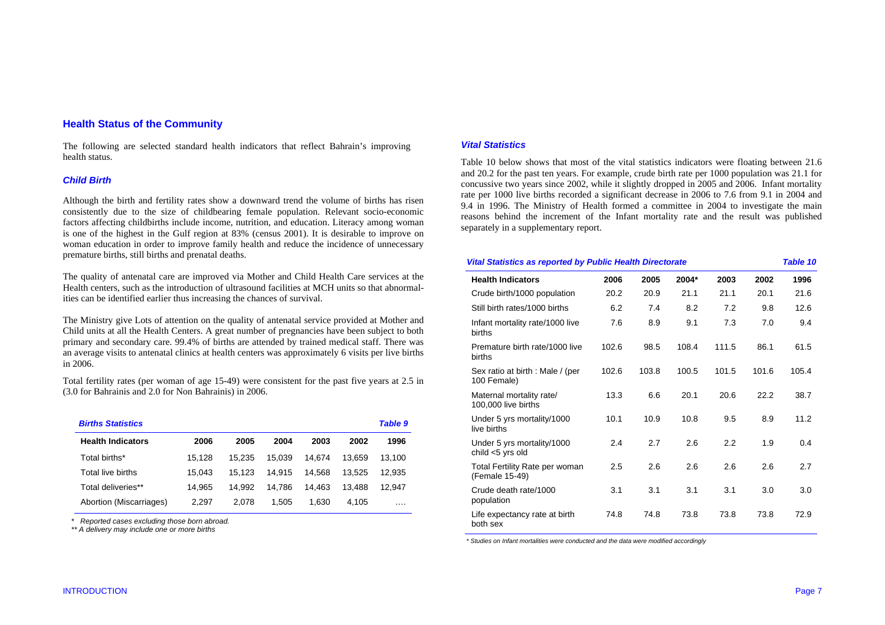## Health Status of the Community

The following are selected standard health indicators that reflect Bahrain's improving health status.

### *Child Birth*

Although the birth and fertility rates show a downward trend the volume of births has risen consistently due to the size of childbearing female population. Relevant socio-economic factors affecting childbirths include income, nutrition, and education. Literacy among woman is one of the highest in the Gulf region at 83% (census 2001). It is desirable to improve on woman education in order to improve family health and reduce the incidence of unnecessary premature births, still births and prenatal deaths.

The quality of antenatal care are improved via Mother and Child Health Care services at the Health centers, such as the introduction of ultrasound facilities at MCH units so that abnormalities can be identified earlier thus increasing the chances of survival.

The Ministry give Lots of attention on the quality of antenatal service provided at Mother and Child units at all the Health Centers. A great number of pregnancies have been subject to both primary and secondary care. 99.4% of births are attended by trained medical staff. There was an average visits to antenatal clinics at health centers was approximately 6 visits per live births in 2006.

Total fertility rates (per woman of age 15-49) were consistent for the past five years at 2.5 in (3.0 for Bahrainis and 2.0 for Non Bahrainis) in 2006.

***Births Statistics*** — ***Table 9***

| Health Indicators | 2006 | 2005 | 2004 | 2003 | 2002 | 1996 |
|---|---|---|---|---|---|---|
| Total births* | 15,128 | 15,235 | 15,039 | 14,674 | 13,659 | 13,100 |
| Total live births | 15,043 | 15,123 | 14,915 | 14,568 | 13,525 | 12,935 |
| Total deliveries** | 14,965 | 14,992 | 14,786 | 14,463 | 13,488 | 12,947 |
| Abortion (Miscarriages) | 2,297 | 2,078 | 1,505 | 1,630 | 4,105 | .... |

*\* Reported cases excluding those born abroad.*
*\*\* A delivery may include one or more births*

### *Vital Statistics*

Table 10 below shows that most of the vital statistics indicators were floating between 21.6 and 20.2 for the past ten years. For example, crude birth rate per 1000 population was 21.1 for concussive two years since 2002, while it slightly dropped in 2005 and 2006. Infant mortality rate per 1000 live births recorded a significant decrease in 2006 to 7.6 from 9.1 in 2004 and 9.4 in 1996. The Ministry of Health formed a committee in 2004 to investigate the main reasons behind the increment of the Infant mortality rate and the result was published separately in a supplementary report.

***Vital Statistics as reported by Public Health Directorate*** — ***Table 10***

| Health Indicators | 2006 | 2005 | 2004* | 2003 | 2002 | 1996 |
|---|---|---|---|---|---|---|
| Crude birth/1000 population | 20.2 | 20.9 | 21.1 | 21.1 | 20.1 | 21.6 |
| Still birth rates/1000 births | 6.2 | 7.4 | 8.2 | 7.2 | 9.8 | 12.6 |
| Infant mortality rate/1000 live births | 7.6 | 8.9 | 9.1 | 7.3 | 7.0 | 9.4 |
| Premature birth rate/1000 live births | 102.6 | 98.5 | 108.4 | 111.5 | 86.1 | 61.5 |
| Sex ratio at birth : Male / (per 100 Female) | 102.6 | 103.8 | 100.5 | 101.5 | 101.6 | 105.4 |
| Maternal mortality rate/ 100,000 live births | 13.3 | 6.6 | 20.1 | 20.6 | 22.2 | 38.7 |
| Under 5 yrs mortality/1000 live births | 10.1 | 10.9 | 10.8 | 9.5 | 8.9 | 11.2 |
| Under 5 yrs mortality/1000 child <5 yrs old | 2.4 | 2.7 | 2.6 | 2.2 | 1.9 | 0.4 |
| Total Fertility Rate per woman (Female 15-49) | 2.5 | 2.6 | 2.6 | 2.6 | 2.6 | 2.7 |
| Crude death rate/1000 population | 3.1 | 3.1 | 3.1 | 3.1 | 3.0 | 3.0 |
| Life expectancy rate at birth both sex | 74.8 | 74.8 | 73.8 | 73.8 | 73.8 | 72.9 |

*\* Studies on Infant mortalities were conducted and the data were modified accordingly*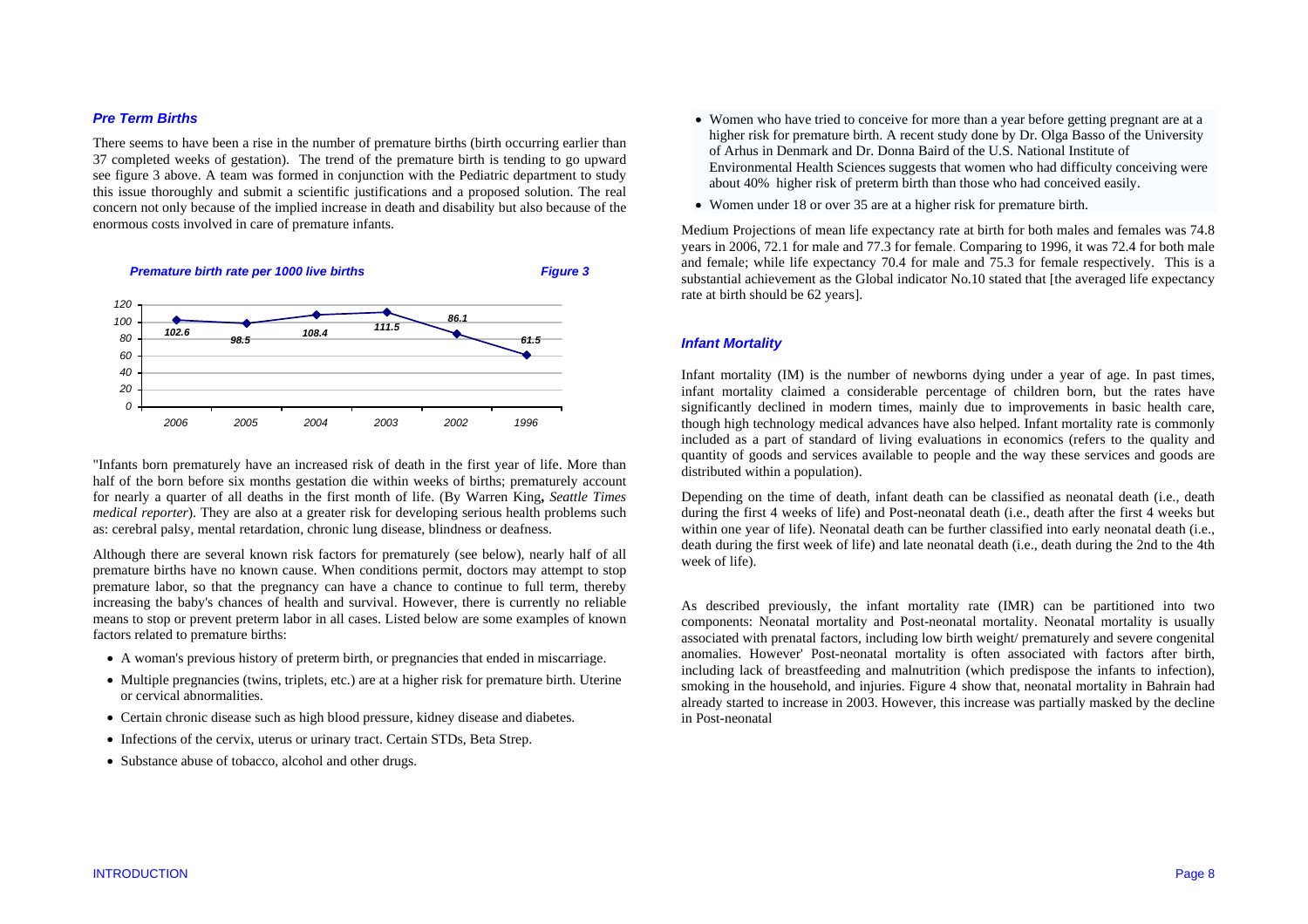### *Pre Term Births*

There seems to have been a rise in the number of premature births (birth occurring earlier than 37 completed weeks of gestation). The trend of the premature birth is tending to go upward see figure 3 above. A team was formed in conjunction with the Pediatric department to study this issue thoroughly and submit a scientific justifications and a proposed solution. The real concern not only because of the implied increase in death and disability but also because of the enormous costs involved in care of premature infants.

***Premature birth rate per 1000 live births*** ***Figure 3***

| Year | 2006 | 2005 | 2004 | 2003 | 2002 | 1996 |
|---|---|---|---|---|---|---|
| Rate | 102.6 | 98.5 | 108.4 | 111.5 | 86.1 | 61.5 |

"Infants born prematurely have an increased risk of death in the first year of life. More than half of the born before six months gestation die within weeks of births; prematurely account for nearly a quarter of all deaths in the first month of life. (By Warren King**,** *Seattle Times medical reporter*). They are also at a greater risk for developing serious health problems such as: cerebral palsy, mental retardation, chronic lung disease, blindness or deafness.

Although there are several known risk factors for prematurely (see below), nearly half of all premature births have no known cause. When conditions permit, doctors may attempt to stop premature labor, so that the pregnancy can have a chance to continue to full term, thereby increasing the baby's chances of health and survival. However, there is currently no reliable means to stop or prevent preterm labor in all cases. Listed below are some examples of known factors related to premature births:

- A woman's previous history of preterm birth, or pregnancies that ended in miscarriage.
- Multiple pregnancies (twins, triplets, etc.) are at a higher risk for premature birth. Uterine or cervical abnormalities.
- Certain chronic disease such as high blood pressure, kidney disease and diabetes.
- Infections of the cervix, uterus or urinary tract. Certain STDs, Beta Strep.
- Substance abuse of tobacco, alcohol and other drugs.
- Women who have tried to conceive for more than a year before getting pregnant are at a higher risk for premature birth. A recent study done by Dr. Olga Basso of the University of Arhus in Denmark and Dr. Donna Baird of the U.S. National Institute of Environmental Health Sciences suggests that women who had difficulty conceiving were about 40% higher risk of preterm birth than those who had conceived easily.
- Women under 18 or over 35 are at a higher risk for premature birth.

Medium Projections of mean life expectancy rate at birth for both males and females was 74.8 years in 2006, 72.1 for male and 77.3 for female. Comparing to 1996, it was 72.4 for both male and female; while life expectancy 70.4 for male and 75.3 for female respectively. This is a substantial achievement as the Global indicator No.10 stated that [the averaged life expectancy rate at birth should be 62 years].

### *Infant Mortality*

Infant mortality (IM) is the number of newborns dying under a year of age. In past times, infant mortality claimed a considerable percentage of children born, but the rates have significantly declined in modern times, mainly due to improvements in basic health care, though high technology medical advances have also helped. Infant mortality rate is commonly included as a part of standard of living evaluations in economics (refers to the quality and quantity of goods and services available to people and the way these services and goods are distributed within a population).

Depending on the time of death, infant death can be classified as neonatal death (i.e., death during the first 4 weeks of life) and Post-neonatal death (i.e., death after the first 4 weeks but within one year of life). Neonatal death can be further classified into early neonatal death (i.e., death during the first week of life) and late neonatal death (i.e., death during the 2nd to the 4th week of life).

As described previously, the infant mortality rate (IMR) can be partitioned into two components: Neonatal mortality and Post-neonatal mortality. Neonatal mortality is usually associated with prenatal factors, including low birth weight/ prematurely and severe congenital anomalies. However' Post-neonatal mortality is often associated with factors after birth, including lack of breastfeeding and malnutrition (which predispose the infants to infection), smoking in the household, and injuries. Figure 4 show that, neonatal mortality in Bahrain had already started to increase in 2003. However, this increase was partially masked by the decline in Post-neonatal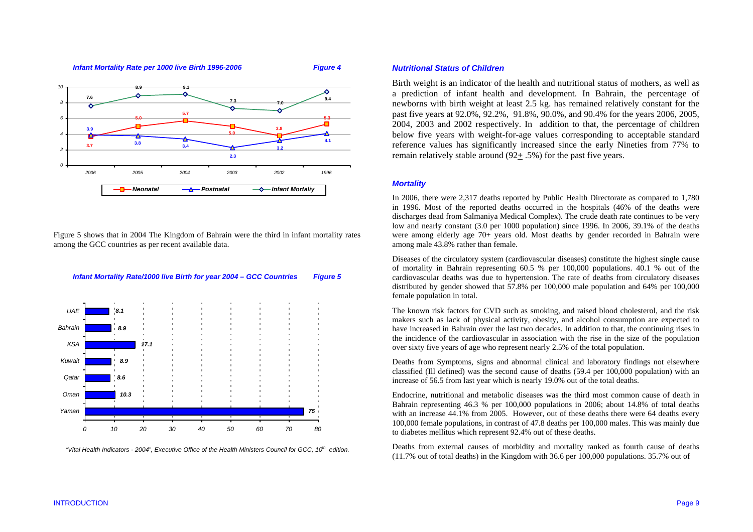***Infant Mortality Rate per 1000 live Birth 1996-2006*** ***Figure 4***

| Year | Neonatal | Postnatal | Infant Mortaliy |
|---|---|---|---|
| 2006 | 3.7 | 3.9 | 7.6 |
| 2005 | 5.0 | 3.8 | 8.9 |
| 2004 | 5.7 | 3.4 | 9.1 |
| 2003 | 5.0 | 2.3 | 7.3 |
| 2002 | 3.8 | 3.2 | 7.0 |
| 1996 | 5.3 | 4.1 | 9.4 |

Figure 5 shows that in 2004 The Kingdom of Bahrain were the third in infant mortality rates among the GCC countries as per recent available data.

***Infant Mortality Rate/1000 live Birth for year 2004 – GCC Countries*** ***Figure 5***

| Country | Rate |
|---|---|
| UAE | 8.1 |
| Bahrain | 8.9 |
| KSA | 17.1 |
| Kuwait | 8.9 |
| Qatar | 8.6 |
| Oman | 10.3 |
| Yaman | 75 |

*"Vital Health Indicators - 2004", Executive Office of the Health Ministers Council for GCC, 10th edition.*

### *Nutritional Status of Children*

Birth weight is an indicator of the health and nutritional status of mothers, as well as a prediction of infant health and development. In Bahrain, the percentage of newborns with birth weight at least 2.5 kg. has remained relatively constant for the past five years at 92.0%, 92.2%, 91.8%, 90.0%, and 90.4% for the years 2006, 2005, 2004, 2003 and 2002 respectively. In addition to that, the percentage of children below five years with weight-for-age values corresponding to acceptable standard reference values has significantly increased since the early Nineties from 77% to remain relatively stable around (92± .5%) for the past five years.

### *Mortality*

In 2006, there were 2,317 deaths reported by Public Health Directorate as compared to 1,780 in 1996. Most of the reported deaths occurred in the hospitals (46% of the deaths were discharges dead from Salmaniya Medical Complex). The crude death rate continues to be very low and nearly constant (3.0 per 1000 population) since 1996. In 2006, 39.1% of the deaths were among elderly age 70+ years old. Most deaths by gender recorded in Bahrain were among male 43.8% rather than female.

Diseases of the circulatory system (cardiovascular diseases) constitute the highest single cause of mortality in Bahrain representing 60.5 % per 100,000 populations. 40.1 % out of the cardiovascular deaths was due to hypertension. The rate of deaths from circulatory diseases distributed by gender showed that 57.8% per 100,000 male population and 64% per 100,000 female population in total.

The known risk factors for CVD such as smoking, and raised blood cholesterol, and the risk makers such as lack of physical activity, obesity, and alcohol consumption are expected to have increased in Bahrain over the last two decades. In addition to that, the continuing rises in the incidence of the cardiovascular in association with the rise in the size of the population over sixty five years of age who represent nearly 2.5% of the total population.

Deaths from Symptoms, signs and abnormal clinical and laboratory findings not elsewhere classified (Ill defined) was the second cause of deaths (59.4 per 100,000 population) with an increase of 56.5 from last year which is nearly 19.0% out of the total deaths.

Endocrine, nutritional and metabolic diseases was the third most common cause of death in Bahrain representing 46.3 % per 100,000 populations in 2006; about 14.8% of total deaths with an increase 44.1% from 2005. However, out of these deaths there were 64 deaths every 100,000 female populations, in contrast of 47.8 deaths per 100,000 males. This was mainly due to diabetes mellitus which represent 92.4% out of these deaths.

Deaths from external causes of morbidity and mortality ranked as fourth cause of deaths (11.7% out of total deaths) in the Kingdom with 36.6 per 100,000 populations. 35.7% out of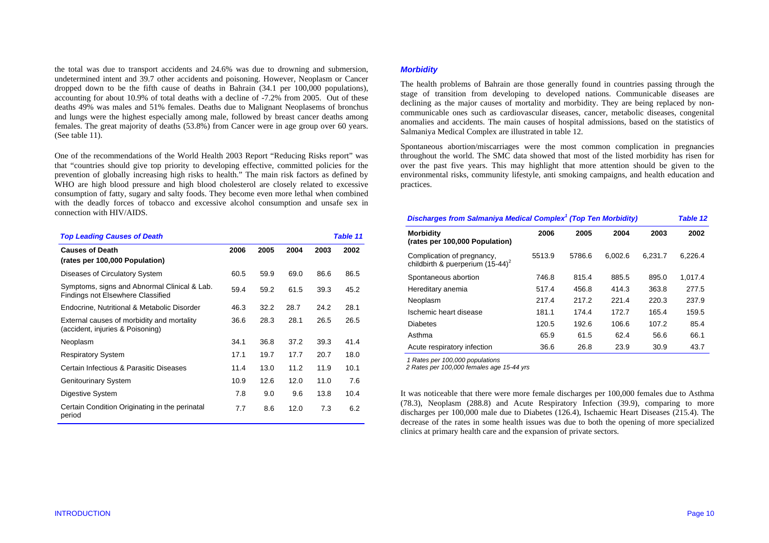the total was due to transport accidents and 24.6% was due to drowning and submersion, undetermined intent and 39.7 other accidents and poisoning. However, Neoplasm or Cancer dropped down to be the fifth cause of deaths in Bahrain (34.1 per 100,000 populations), accounting for about 10.9% of total deaths with a decline of -7.2% from 2005. Out of these deaths 49% was males and 51% females. Deaths due to Malignant Neoplasems of bronchus and lungs were the highest especially among male, followed by breast cancer deaths among females. The great majority of deaths (53.8%) from Cancer were in age group over 60 years. (See table 11).

One of the recommendations of the World Health 2003 Report "Reducing Risks report" was that "countries should give top priority to developing effective, committed policies for the prevention of globally increasing high risks to health." The main risk factors as defined by WHO are high blood pressure and high blood cholesterol are closely related to excessive consumption of fatty, sugary and salty foods. They become even more lethal when combined with the deadly forces of tobacco and excessive alcohol consumption and unsafe sex in connection with HIV/AIDS.

***Top Leading Causes of Death*** — ***Table 11***

| Causes of Death (rates per 100,000 Population) | 2006 | 2005 | 2004 | 2003 | 2002 |
|---|---|---|---|---|---|
| Diseases of Circulatory System | 60.5 | 59.9 | 69.0 | 86.6 | 86.5 |
| Symptoms, signs and Abnormal Clinical & Lab. Findings not Elsewhere Classified | 59.4 | 59.2 | 61.5 | 39.3 | 45.2 |
| Endocrine, Nutritional & Metabolic Disorder | 46.3 | 32.2 | 28.7 | 24.2 | 28.1 |
| External causes of morbidity and mortality (accident, injuries & Poisoning) | 36.6 | 28.3 | 28.1 | 26.5 | 26.5 |
| Neoplasm | 34.1 | 36.8 | 37.2 | 39.3 | 41.4 |
| Respiratory System | 17.1 | 19.7 | 17.7 | 20.7 | 18.0 |
| Certain Infectious & Parasitic Diseases | 11.4 | 13.0 | 11.2 | 11.9 | 10.1 |
| Genitourinary System | 10.9 | 12.6 | 12.0 | 11.0 | 7.6 |
| Digestive System | 7.8 | 9.0 | 9.6 | 13.8 | 10.4 |
| Certain Condition Originating in the perinatal period | 7.7 | 8.6 | 12.0 | 7.3 | 6.2 |

### *Morbidity*

The health problems of Bahrain are those generally found in countries passing through the stage of transition from developing to developed nations. Communicable diseases are declining as the major causes of mortality and morbidity. They are being replaced by non-communicable ones such as cardiovascular diseases, cancer, metabolic diseases, congenital anomalies and accidents. The main causes of hospital admissions, based on the statistics of Salmaniya Medical Complex are illustrated in table 12.

Spontaneous abortion/miscarriages were the most common complication in pregnancies throughout the world. The SMC data showed that most of the listed morbidity has risen for over the past five years. This may highlight that more attention should be given to the environmental risks, community lifestyle, anti smoking campaigns, and health education and practices.

***Discharges from Salmaniya Medical Complex[1] (Top Ten Morbidity)*** — ***Table 12***

| Morbidity (rates per 100,000 Population) | 2006 | 2005 | 2004 | 2003 | 2002 |
|---|---|---|---|---|---|
| Complication of pregnancy, childbirth & puerperium (15-44)[2] | 5513.9 | 5786.6 | 6,002.6 | 6,231.7 | 6,226.4 |
| Spontaneous abortion | 746.8 | 815.4 | 885.5 | 895.0 | 1,017.4 |
| Hereditary anemia | 517.4 | 456.8 | 414.3 | 363.8 | 277.5 |
| Neoplasm | 217.4 | 217.2 | 221.4 | 220.3 | 237.9 |
| Ischemic heart disease | 181.1 | 174.4 | 172.7 | 165.4 | 159.5 |
| Diabetes | 120.5 | 192.6 | 106.6 | 107.2 | 85.4 |
| Asthma | 65.9 | 61.5 | 62.4 | 56.6 | 66.1 |
| Acute respiratory infection | 36.6 | 26.8 | 23.9 | 30.9 | 43.7 |

*1 Rates per 100,000 populations*
*2 Rates per 100,000 females age 15-44 yrs*

It was noticeable that there were more female discharges per 100,000 females due to Asthma (78.3), Neoplasm (288.8) and Acute Respiratory Infection (39.9), comparing to more discharges per 100,000 male due to Diabetes (126.4), Ischaemic Heart Diseases (215.4). The decrease of the rates in some health issues was due to both the opening of more specialized clinics at primary health care and the expansion of private sectors.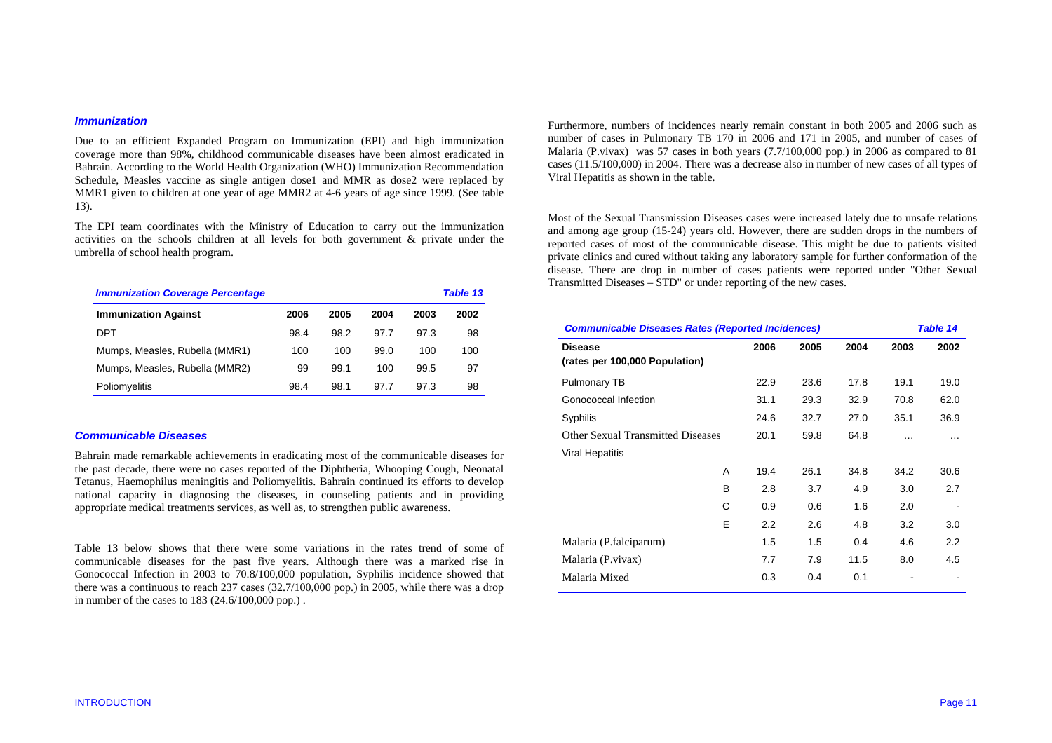### *Immunization*

Due to an efficient Expanded Program on Immunization (EPI) and high immunization coverage more than 98%, childhood communicable diseases have been almost eradicated in Bahrain. According to the World Health Organization (WHO) Immunization Recommendation Schedule, Measles vaccine as single antigen dose1 and MMR as dose2 were replaced by MMR1 given to children at one year of age MMR2 at 4-6 years of age since 1999. (See table 13).

The EPI team coordinates with the Ministry of Education to carry out the immunization activities on the schools children at all levels for both government & private under the umbrella of school health program.

***Immunization Coverage Percentage*** — ***Table 13***

| Immunization Against | 2006 | 2005 | 2004 | 2003 | 2002 |
|---|---|---|---|---|---|
| DPT | 98.4 | 98.2 | 97.7 | 97.3 | 98 |
| Mumps, Measles, Rubella (MMR1) | 100 | 100 | 99.0 | 100 | 100 |
| Mumps, Measles, Rubella (MMR2) | 99 | 99.1 | 100 | 99.5 | 97 |
| Poliomyelitis | 98.4 | 98.1 | 97.7 | 97.3 | 98 |

### *Communicable Diseases*

Bahrain made remarkable achievements in eradicating most of the communicable diseases for the past decade, there were no cases reported of the Diphtheria, Whooping Cough, Neonatal Tetanus, Haemophilus meningitis and Poliomyelitis. Bahrain continued its efforts to develop national capacity in diagnosing the diseases, in counseling patients and in providing appropriate medical treatments services, as well as, to strengthen public awareness.

Table 13 below shows that there were some variations in the rates trend of some of communicable diseases for the past five years. Although there was a marked rise in Gonococcal Infection in 2003 to 70.8/100,000 population, Syphilis incidence showed that there was a continuous to reach 237 cases (32.7/100,000 pop.) in 2005, while there was a drop in number of the cases to 183 (24.6/100,000 pop.) .

Furthermore, numbers of incidences nearly remain constant in both 2005 and 2006 such as number of cases in Pulmonary TB 170 in 2006 and 171 in 2005, and number of cases of Malaria (P.vivax) was 57 cases in both years (7.7/100,000 pop.) in 2006 as compared to 81 cases (11.5/100,000) in 2004. There was a decrease also in number of new cases of all types of Viral Hepatitis as shown in the table.

Most of the Sexual Transmission Diseases cases were increased lately due to unsafe relations and among age group (15-24) years old. However, there are sudden drops in the numbers of reported cases of most of the communicable disease. This might be due to patients visited private clinics and cured without taking any laboratory sample for further conformation of the disease. There are drop in number of cases patients were reported under "Other Sexual Transmitted Diseases – STD" or under reporting of the new cases.

***Communicable Diseases Rates (Reported Incidences)*** — ***Table 14***

| Disease (rates per 100,000 Population) | | 2006 | 2005 | 2004 | 2003 | 2002 |
|---|---|---|---|---|---|---|
| Pulmonary TB | | 22.9 | 23.6 | 17.8 | 19.1 | 19.0 |
| Gonococcal Infection | | 31.1 | 29.3 | 32.9 | 70.8 | 62.0 |
| Syphilis | | 24.6 | 32.7 | 27.0 | 35.1 | 36.9 |
| Other Sexual Transmitted Diseases | | 20.1 | 59.8 | 64.8 | … | … |
| Viral Hepatitis | | | | | | |
| | A | 19.4 | 26.1 | 34.8 | 34.2 | 30.6 |
| | B | 2.8 | 3.7 | 4.9 | 3.0 | 2.7 |
| | C | 0.9 | 0.6 | 1.6 | 2.0 | - |
| | E | 2.2 | 2.6 | 4.8 | 3.2 | 3.0 |
| Malaria (P.falciparum) | | 1.5 | 1.5 | 0.4 | 4.6 | 2.2 |
| Malaria (P.vivax) | | 7.7 | 7.9 | 11.5 | 8.0 | 4.5 |
| Malaria Mixed | | 0.3 | 0.4 | 0.1 | - | - |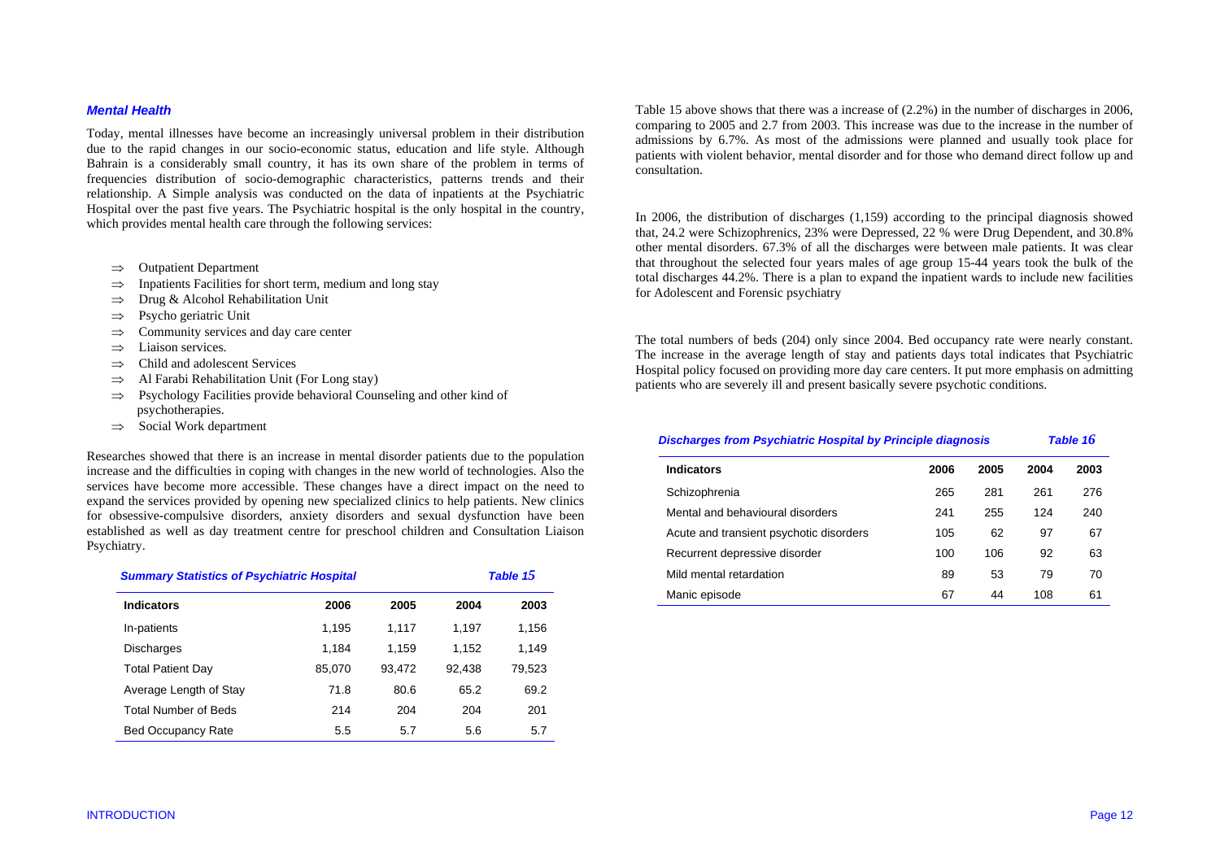### *Mental Health*

Today, mental illnesses have become an increasingly universal problem in their distribution due to the rapid changes in our socio-economic status, education and life style. Although Bahrain is a considerably small country, it has its own share of the problem in terms of frequencies distribution of socio-demographic characteristics, patterns trends and their relationship. A Simple analysis was conducted on the data of inpatients at the Psychiatric Hospital over the past five years. The Psychiatric hospital is the only hospital in the country, which provides mental health care through the following services:

- ⇒ Outpatient Department
- ⇒ Inpatients Facilities for short term, medium and long stay
- ⇒ Drug & Alcohol Rehabilitation Unit
- ⇒ Psycho geriatric Unit
- ⇒ Community services and day care center
- ⇒ Liaison services.
- ⇒ Child and adolescent Services
- ⇒ Al Farabi Rehabilitation Unit (For Long stay)
- ⇒ Psychology Facilities provide behavioral Counseling and other kind of psychotherapies.
- ⇒ Social Work department

Researches showed that there is an increase in mental disorder patients due to the population increase and the difficulties in coping with changes in the new world of technologies. Also the services have become more accessible. These changes have a direct impact on the need to expand the services provided by opening new specialized clinics to help patients. New clinics for obsessive-compulsive disorders, anxiety disorders and sexual dysfunction have been established as well as day treatment centre for preschool children and Consultation Liaison Psychiatry.

***Summary Statistics of Psychiatric Hospital*** — ***Table 15***

| Indicators | 2006 | 2005 | 2004 | 2003 |
|---|---|---|---|---|
| In-patients | 1,195 | 1,117 | 1,197 | 1,156 |
| Discharges | 1,184 | 1,159 | 1,152 | 1,149 |
| Total Patient Day | 85,070 | 93,472 | 92,438 | 79,523 |
| Average Length of Stay | 71.8 | 80.6 | 65.2 | 69.2 |
| Total Number of Beds | 214 | 204 | 204 | 201 |
| Bed Occupancy Rate | 5.5 | 5.7 | 5.6 | 5.7 |

Table 15 above shows that there was a increase of (2.2%) in the number of discharges in 2006, comparing to 2005 and 2.7 from 2003. This increase was due to the increase in the number of admissions by 6.7%. As most of the admissions were planned and usually took place for patients with violent behavior, mental disorder and for those who demand direct follow up and consultation.

In 2006, the distribution of discharges (1,159) according to the principal diagnosis showed that, 24.2 were Schizophrenics, 23% were Depressed, 22 % were Drug Dependent, and 30.8% other mental disorders. 67.3% of all the discharges were between male patients. It was clear that throughout the selected four years males of age group 15-44 years took the bulk of the total discharges 44.2%. There is a plan to expand the inpatient wards to include new facilities for Adolescent and Forensic psychiatry

The total numbers of beds (204) only since 2004. Bed occupancy rate were nearly constant. The increase in the average length of stay and patients days total indicates that Psychiatric Hospital policy focused on providing more day care centers. It put more emphasis on admitting patients who are severely ill and present basically severe psychotic conditions.

***Discharges from Psychiatric Hospital by Principle diagnosis*** — ***Table 16***

| Indicators | 2006 | 2005 | 2004 | 2003 |
|---|---|---|---|---|
| Schizophrenia | 265 | 281 | 261 | 276 |
| Mental and behavioural disorders | 241 | 255 | 124 | 240 |
| Acute and transient psychotic disorders | 105 | 62 | 97 | 67 |
| Recurrent depressive disorder | 100 | 106 | 92 | 63 |
| Mild mental retardation | 89 | 53 | 79 | 70 |
| Manic episode | 67 | 44 | 108 | 61 |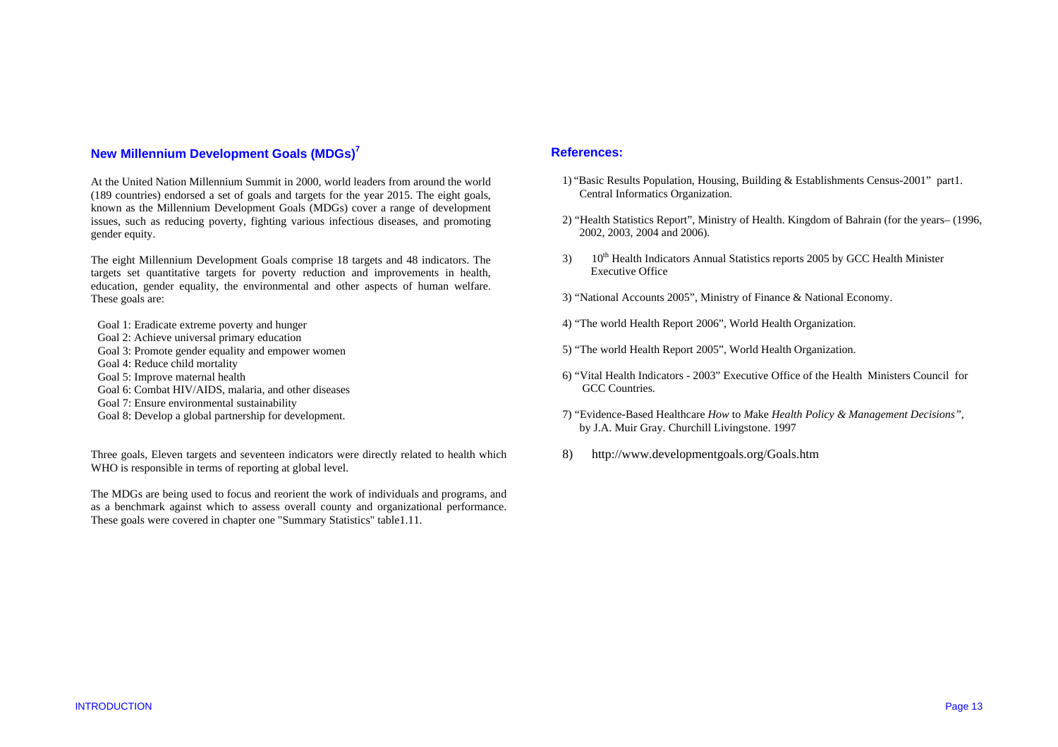## New Millennium Development Goals (MDGs)[7]

At the United Nation Millennium Summit in 2000, world leaders from around the world (189 countries) endorsed a set of goals and targets for the year 2015. The eight goals, known as the Millennium Development Goals (MDGs) cover a range of development issues, such as reducing poverty, fighting various infectious diseases, and promoting gender equity.

The eight Millennium Development Goals comprise 18 targets and 48 indicators. The targets set quantitative targets for poverty reduction and improvements in health, education, gender equality, the environmental and other aspects of human welfare. These goals are:

- Goal 1: Eradicate extreme poverty and hunger
- Goal 2: Achieve universal primary education
- Goal 3: Promote gender equality and empower women
- Goal 4: Reduce child mortality
- Goal 5: Improve maternal health
- Goal 6: Combat HIV/AIDS, malaria, and other diseases
- Goal 7: Ensure environmental sustainability
- Goal 8: Develop a global partnership for development.

Three goals, Eleven targets and seventeen indicators were directly related to health which WHO is responsible in terms of reporting at global level.

The MDGs are being used to focus and reorient the work of individuals and programs, and as a benchmark against which to assess overall county and organizational performance. These goals were covered in chapter one "Summary Statistics" table1.11.

## References:

1) "Basic Results Population, Housing, Building & Establishments Census-2001" part1. Central Informatics Organization.

2) "Health Statistics Report", Ministry of Health. Kingdom of Bahrain (for the years– (1996, 2002, 2003, 2004 and 2006).

3) 10th Health Indicators Annual Statistics reports 2005 by GCC Health Minister Executive Office

3) "National Accounts 2005", Ministry of Finance & National Economy.

4) "The world Health Report 2006", World Health Organization.

5) "The world Health Report 2005", World Health Organization.

6) "Vital Health Indicators - 2003" Executive Office of the Health Ministers Council for GCC Countries.

7) "Evidence-Based Healthcare *How* to *M*ake *Health Policy & Management Decisions"*, by J.A. Muir Gray. Churchill Livingstone. 1997

8) http://www.developmentgoals.org/Goals.htm